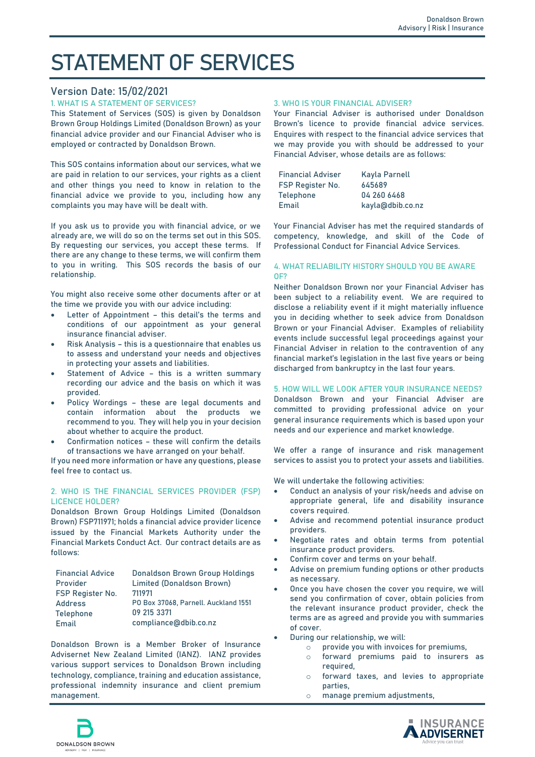# STATEMENT OF SERVICES

## Version Date: 15/02/2021

### 1. WHAT IS A STATEMENT OF SERVICES?

This Statement of Services (SOS) is given by Donaldson Brown Group Holdings Limited (Donaldson Brown) as your financial advice provider and our Financial Adviser who is employed or contracted by Donaldson Brown.

This SOS contains information about our services, what we are paid in relation to our services, your rights as a client and other things you need to know in relation to the financial advice we provide to you, including how any complaints you may have will be dealt with.

If you ask us to provide you with financial advice, or we already are, we will do so on the terms set out in this SOS. By requesting our services, you accept these terms. If there are any change to these terms, we will confirm them to you in writing. This SOS records the basis of our relationship.

You might also receive some other documents after or at the time we provide you with our advice including:

- Letter of Appointment – this detail's the terms and conditions of our appointment as your general insurance financial adviser.
- Risk Analysis – this is a questionnaire that enables us to assess and understand your needs and objectives in protecting your assets and liabilities.
- Statement of Advice – this is a written summary recording our advice and the basis on which it was provided.
- Policy Wordings – these are legal documents and contain information about the products we recommend to you. They will help you in your decision about whether to acquire the product.
- Confirmation notices – these will confirm the details of transactions we have arranged on your behalf.

If you need more information or have any questions, please feel free to contact us.

### 2. WHO IS THE FINANCIAL SERVICES PROVIDER (FSP) LICENCE HOLDER?

Donaldson Brown Group Holdings Limited (Donaldson Brown) FSP711971; holds a financial advice provider licence issued by the Financial Markets Authority under the Financial Markets Conduct Act. Our contract details are as follows:

| | |
|---|---|
| Financial Advice Provider | Donaldson Brown Group Holdings Limited (Donaldson Brown) |
| FSP Register No. | 711971 |
| Address | PO Box 37068, Parnell. Auckland 1551 |
| Telephone | 09 215 3371 |
| Email | compliance@dbib.co.nz |

Donaldson Brown is a Member Broker of Insurance Advisernet New Zealand Limited (IANZ). IANZ provides various support services to Donaldson Brown including technology, compliance, training and education assistance, professional indemnity insurance and client premium management.

### 3. WHO IS YOUR FINANCIAL ADVISER?

Your Financial Adviser is authorised under Donaldson Brown's licence to provide financial advice services. Enquires with respect to the financial advice services that we may provide you with should be addressed to your Financial Adviser, whose details are as follows:

| | |
|---|---|
| Financial Adviser | Kayla Parnell |
| FSP Register No. | 645689 |
| Telephone | 04 260 6468 |
| Email | kayla@dbib.co.nz |

Your Financial Adviser has met the required standards of competency, knowledge, and skill of the Code of Professional Conduct for Financial Advice Services.

### 4. WHAT RELIABILITY HISTORY SHOULD YOU BE AWARE OF?

Neither Donaldson Brown nor your Financial Adviser has been subject to a reliability event. We are required to disclose a reliability event if it might materially influence you in deciding whether to seek advice from Donaldson Brown or your Financial Adviser. Examples of reliability events include successful legal proceedings against your Financial Adviser in relation to the contravention of any financial market's legislation in the last five years or being discharged from bankruptcy in the last four years.

### 5. HOW WILL WE LOOK AFTER YOUR INSURANCE NEEDS?

Donaldson Brown and your Financial Adviser are committed to providing professional advice on your general insurance requirements which is based upon your needs and our experience and market knowledge.

We offer a range of insurance and risk management services to assist you to protect your assets and liabilities.

We will undertake the following activities:

- Conduct an analysis of your risk/needs and advise on appropriate general, life and disability insurance covers required.
- Advise and recommend potential insurance product providers.
- Negotiate rates and obtain terms from potential insurance product providers.
- Confirm cover and terms on your behalf.
- Advise on premium funding options or other products as necessary.
- Once you have chosen the cover you require, we will send you confirmation of cover, obtain policies from the relevant insurance product provider, check the terms are as agreed and provide you with summaries of cover.
- During our relationship, we will:
  - provide you with invoices for premiums,
  - forward premiums paid to insurers as required,
  - forward taxes, and levies to appropriate parties,
  - manage premium adjustments,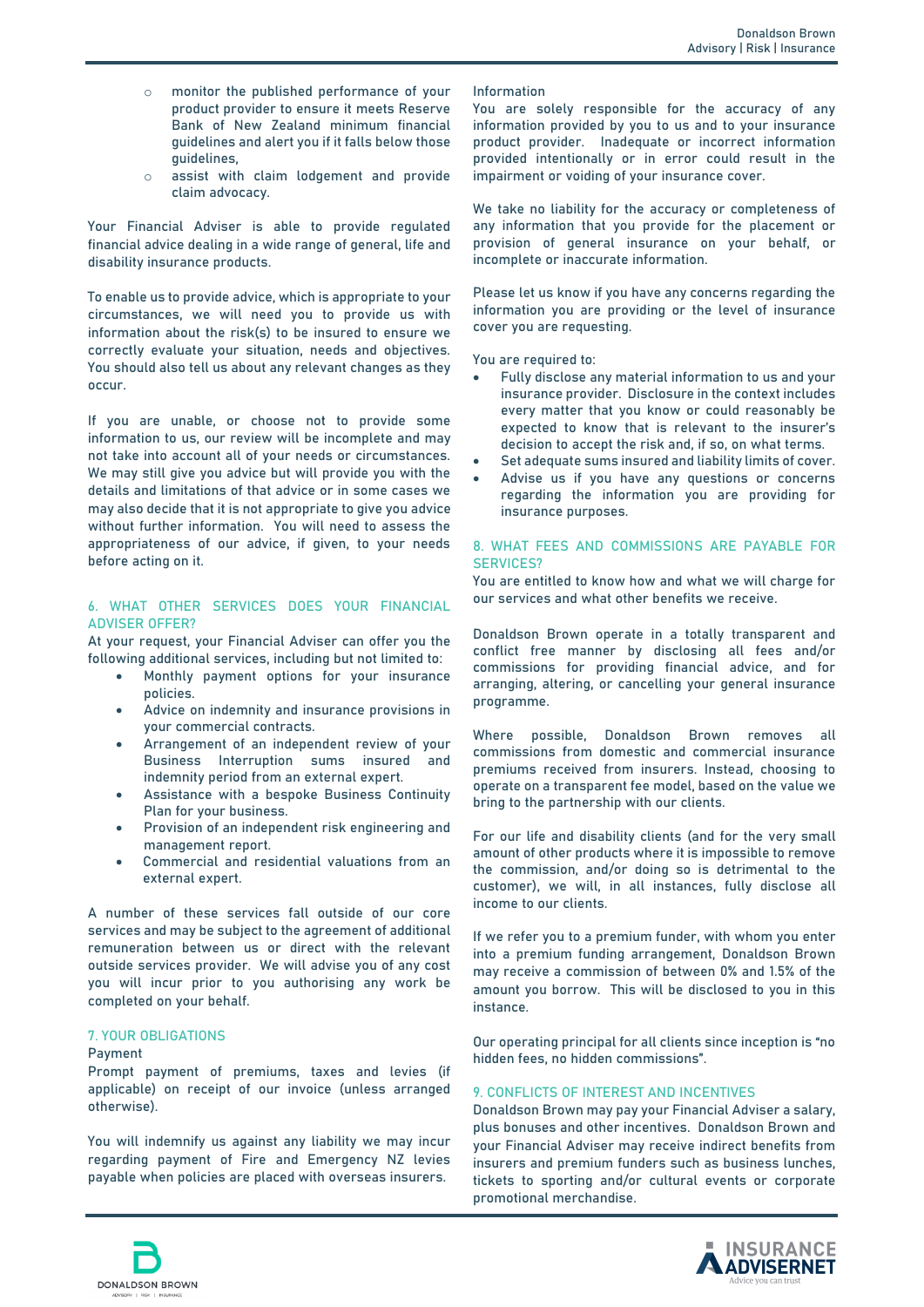- monitor the published performance of your product provider to ensure it meets Reserve Bank of New Zealand minimum financial guidelines and alert you if it falls below those guidelines,
- assist with claim lodgement and provide claim advocacy.

Your Financial Adviser is able to provide regulated financial advice dealing in a wide range of general, life and disability insurance products.

To enable us to provide advice, which is appropriate to your circumstances, we will need you to provide us with information about the risk(s) to be insured to ensure we correctly evaluate your situation, needs and objectives. You should also tell us about any relevant changes as they occur.

If you are unable, or choose not to provide some information to us, our review will be incomplete and may not take into account all of your needs or circumstances. We may still give you advice but will provide you with the details and limitations of that advice or in some cases we may also decide that it is not appropriate to give you advice without further information. You will need to assess the appropriateness of our advice, if given, to your needs before acting on it.

## 6. WHAT OTHER SERVICES DOES YOUR FINANCIAL ADVISER OFFER?

At your request, your Financial Adviser can offer you the following additional services, including but not limited to:

- Monthly payment options for your insurance policies.
- Advice on indemnity and insurance provisions in your commercial contracts.
- Arrangement of an independent review of your Business Interruption sums insured and indemnity period from an external expert.
- Assistance with a bespoke Business Continuity Plan for your business.
- Provision of an independent risk engineering and management report.
- Commercial and residential valuations from an external expert.

A number of these services fall outside of our core services and may be subject to the agreement of additional remuneration between us or direct with the relevant outside services provider. We will advise you of any cost you will incur prior to you authorising any work be completed on your behalf.

## 7. YOUR OBLIGATIONS

Payment

Prompt payment of premiums, taxes and levies (if applicable) on receipt of our invoice (unless arranged otherwise).

You will indemnify us against any liability we may incur regarding payment of Fire and Emergency NZ levies payable when policies are placed with overseas insurers.

Information

You are solely responsible for the accuracy of any information provided by you to us and to your insurance product provider. Inadequate or incorrect information provided intentionally or in error could result in the impairment or voiding of your insurance cover.

We take no liability for the accuracy or completeness of any information that you provide for the placement or provision of general insurance on your behalf, or incomplete or inaccurate information.

Please let us know if you have any concerns regarding the information you are providing or the level of insurance cover you are requesting.

You are required to:

- Fully disclose any material information to us and your insurance provider. Disclosure in the context includes every matter that you know or could reasonably be expected to know that is relevant to the insurer's decision to accept the risk and, if so, on what terms.
- Set adequate sums insured and liability limits of cover.
- Advise us if you have any questions or concerns regarding the information you are providing for insurance purposes.

## 8. WHAT FEES AND COMMISSIONS ARE PAYABLE FOR SERVICES?

You are entitled to know how and what we will charge for our services and what other benefits we receive.

Donaldson Brown operate in a totally transparent and conflict free manner by disclosing all fees and/or commissions for providing financial advice, and for arranging, altering, or cancelling your general insurance programme.

Where possible, Donaldson Brown removes all commissions from domestic and commercial insurance premiums received from insurers. Instead, choosing to operate on a transparent fee model, based on the value we bring to the partnership with our clients.

For our life and disability clients (and for the very small amount of other products where it is impossible to remove the commission, and/or doing so is detrimental to the customer), we will, in all instances, fully disclose all income to our clients.

If we refer you to a premium funder, with whom you enter into a premium funding arrangement, Donaldson Brown may receive a commission of between 0% and 1.5% of the amount you borrow. This will be disclosed to you in this instance.

Our operating principal for all clients since inception is "no hidden fees, no hidden commissions".

## 9. CONFLICTS OF INTEREST AND INCENTIVES

Donaldson Brown may pay your Financial Adviser a salary, plus bonuses and other incentives. Donaldson Brown and your Financial Adviser may receive indirect benefits from insurers and premium funders such as business lunches, tickets to sporting and/or cultural events or corporate promotional merchandise.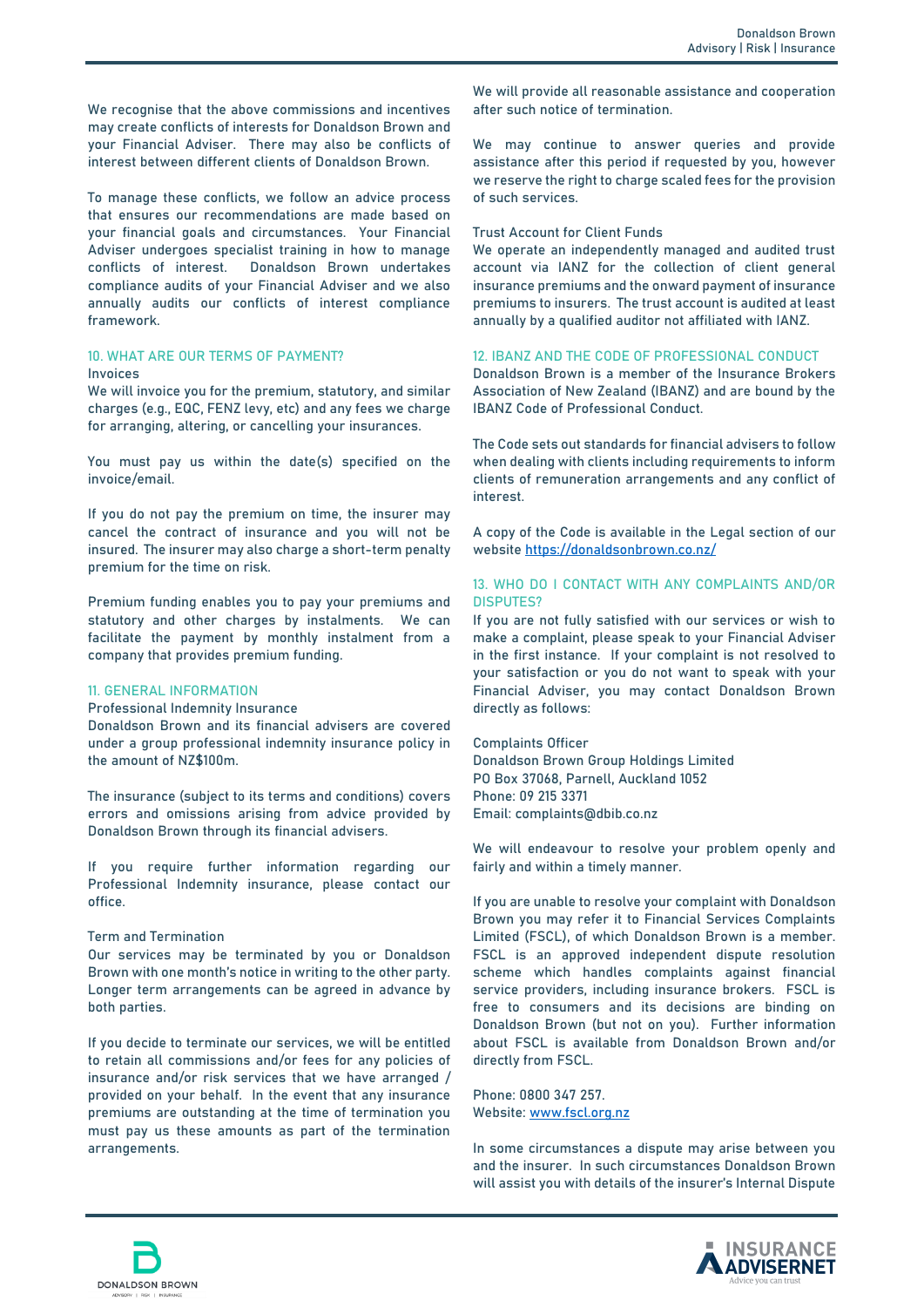We recognise that the above commissions and incentives may create conflicts of interests for Donaldson Brown and your Financial Adviser. There may also be conflicts of interest between different clients of Donaldson Brown.

To manage these conflicts, we follow an advice process that ensures our recommendations are made based on your financial goals and circumstances. Your Financial Adviser undergoes specialist training in how to manage conflicts of interest. Donaldson Brown undertakes compliance audits of your Financial Adviser and we also annually audits our conflicts of interest compliance framework.

## 10. WHAT ARE OUR TERMS OF PAYMENT?

Invoices

We will invoice you for the premium, statutory, and similar charges (e.g., EQC, FENZ levy, etc) and any fees we charge for arranging, altering, or cancelling your insurances.

You must pay us within the date(s) specified on the invoice/email.

If you do not pay the premium on time, the insurer may cancel the contract of insurance and you will not be insured. The insurer may also charge a short-term penalty premium for the time on risk.

Premium funding enables you to pay your premiums and statutory and other charges by instalments. We can facilitate the payment by monthly instalment from a company that provides premium funding.

## 11. GENERAL INFORMATION

Professional Indemnity Insurance

Donaldson Brown and its financial advisers are covered under a group professional indemnity insurance policy in the amount of NZ$100m.

The insurance (subject to its terms and conditions) covers errors and omissions arising from advice provided by Donaldson Brown through its financial advisers.

If you require further information regarding our Professional Indemnity insurance, please contact our office.

Term and Termination

Our services may be terminated by you or Donaldson Brown with one month's notice in writing to the other party. Longer term arrangements can be agreed in advance by both parties.

If you decide to terminate our services, we will be entitled to retain all commissions and/or fees for any policies of insurance and/or risk services that we have arranged / provided on your behalf. In the event that any insurance premiums are outstanding at the time of termination you must pay us these amounts as part of the termination arrangements.

We will provide all reasonable assistance and cooperation after such notice of termination.

We may continue to answer queries and provide assistance after this period if requested by you, however we reserve the right to charge scaled fees for the provision of such services.

Trust Account for Client Funds

We operate an independently managed and audited trust account via IANZ for the collection of client general insurance premiums and the onward payment of insurance premiums to insurers. The trust account is audited at least annually by a qualified auditor not affiliated with IANZ.

## 12. IBANZ AND THE CODE OF PROFESSIONAL CONDUCT

Donaldson Brown is a member of the Insurance Brokers Association of New Zealand (IBANZ) and are bound by the IBANZ Code of Professional Conduct.

The Code sets out standards for financial advisers to follow when dealing with clients including requirements to inform clients of remuneration arrangements and any conflict of interest.

A copy of the Code is available in the Legal section of our website https://donaldsonbrown.co.nz/

## 13. WHO DO I CONTACT WITH ANY COMPLAINTS AND/OR DISPUTES?

If you are not fully satisfied with our services or wish to make a complaint, please speak to your Financial Adviser in the first instance. If your complaint is not resolved to your satisfaction or you do not want to speak with your Financial Adviser, you may contact Donaldson Brown directly as follows:

Complaints Officer
Donaldson Brown Group Holdings Limited
PO Box 37068, Parnell, Auckland 1052
Phone: 09 215 3371
Email: complaints@dbib.co.nz

We will endeavour to resolve your problem openly and fairly and within a timely manner.

If you are unable to resolve your complaint with Donaldson Brown you may refer it to Financial Services Complaints Limited (FSCL), of which Donaldson Brown is a member. FSCL is an approved independent dispute resolution scheme which handles complaints against financial service providers, including insurance brokers. FSCL is free to consumers and its decisions are binding on Donaldson Brown (but not on you). Further information about FSCL is available from Donaldson Brown and/or directly from FSCL.

Phone: 0800 347 257.
Website: www.fscl.org.nz

In some circumstances a dispute may arise between you and the insurer. In such circumstances Donaldson Brown will assist you with details of the insurer's Internal Dispute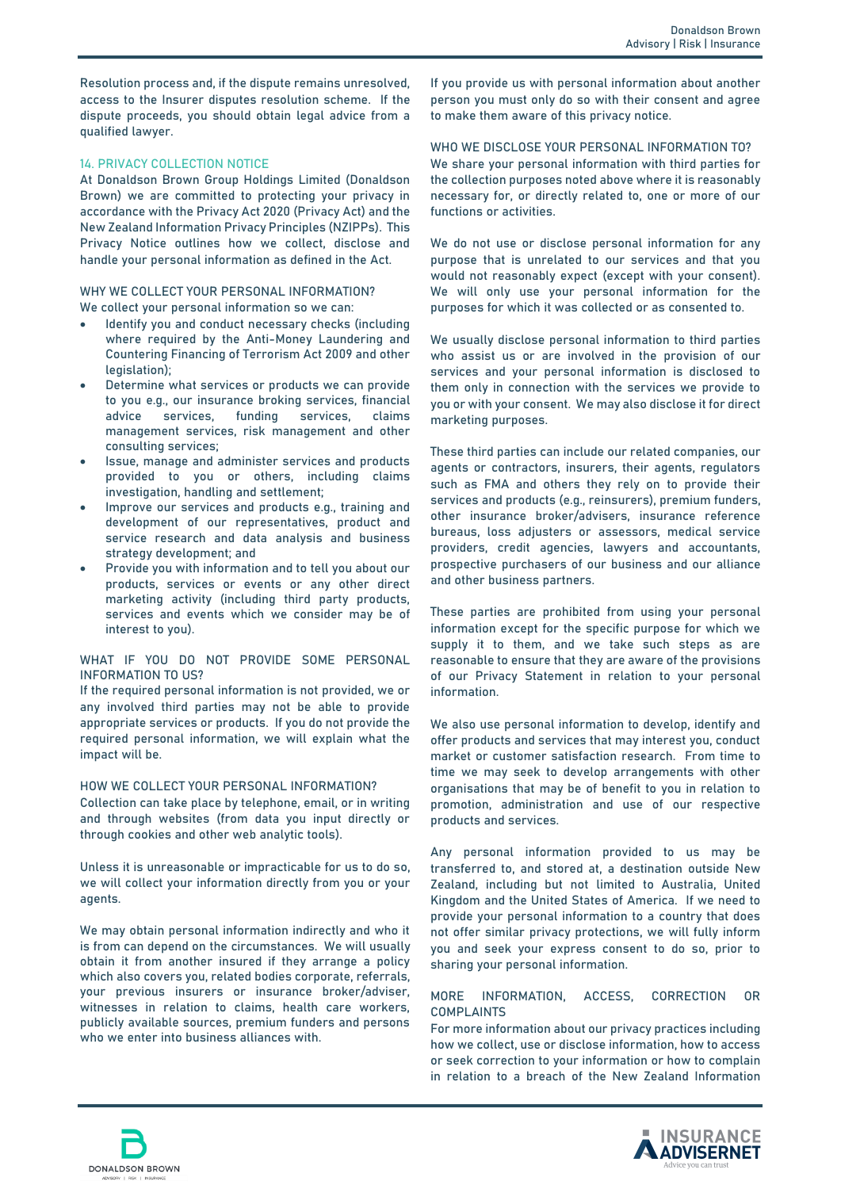Resolution process and, if the dispute remains unresolved, access to the Insurer disputes resolution scheme. If the dispute proceeds, you should obtain legal advice from a qualified lawyer.

## 14. PRIVACY COLLECTION NOTICE

At Donaldson Brown Group Holdings Limited (Donaldson Brown) we are committed to protecting your privacy in accordance with the Privacy Act 2020 (Privacy Act) and the New Zealand Information Privacy Principles (NZIPPs). This Privacy Notice outlines how we collect, disclose and handle your personal information as defined in the Act.

### WHY WE COLLECT YOUR PERSONAL INFORMATION?

We collect your personal information so we can:

- Identify you and conduct necessary checks (including where required by the Anti-Money Laundering and Countering Financing of Terrorism Act 2009 and other legislation);
- Determine what services or products we can provide to you e.g., our insurance broking services, financial advice services, funding services, claims management services, risk management and other consulting services;
- Issue, manage and administer services and products provided to you or others, including claims investigation, handling and settlement;
- Improve our services and products e.g., training and development of our representatives, product and service research and data analysis and business strategy development; and
- Provide you with information and to tell you about our products, services or events or any other direct marketing activity (including third party products, services and events which we consider may be of interest to you).

### WHAT IF YOU DO NOT PROVIDE SOME PERSONAL INFORMATION TO US?

If the required personal information is not provided, we or any involved third parties may not be able to provide appropriate services or products. If you do not provide the required personal information, we will explain what the impact will be.

### HOW WE COLLECT YOUR PERSONAL INFORMATION?

Collection can take place by telephone, email, or in writing and through websites (from data you input directly or through cookies and other web analytic tools).

Unless it is unreasonable or impracticable for us to do so, we will collect your information directly from you or your agents.

We may obtain personal information indirectly and who it is from can depend on the circumstances. We will usually obtain it from another insured if they arrange a policy which also covers you, related bodies corporate, referrals, your previous insurers or insurance broker/adviser, witnesses in relation to claims, health care workers, publicly available sources, premium funders and persons who we enter into business alliances with.

If you provide us with personal information about another person you must only do so with their consent and agree to make them aware of this privacy notice.

### WHO WE DISCLOSE YOUR PERSONAL INFORMATION TO?

We share your personal information with third parties for the collection purposes noted above where it is reasonably necessary for, or directly related to, one or more of our functions or activities.

We do not use or disclose personal information for any purpose that is unrelated to our services and that you would not reasonably expect (except with your consent). We will only use your personal information for the purposes for which it was collected or as consented to.

We usually disclose personal information to third parties who assist us or are involved in the provision of our services and your personal information is disclosed to them only in connection with the services we provide to you or with your consent. We may also disclose it for direct marketing purposes.

These third parties can include our related companies, our agents or contractors, insurers, their agents, regulators such as FMA and others they rely on to provide their services and products (e.g., reinsurers), premium funders, other insurance broker/advisers, insurance reference bureaus, loss adjusters or assessors, medical service providers, credit agencies, lawyers and accountants, prospective purchasers of our business and our alliance and other business partners.

These parties are prohibited from using your personal information except for the specific purpose for which we supply it to them, and we take such steps as are reasonable to ensure that they are aware of the provisions of our Privacy Statement in relation to your personal information.

We also use personal information to develop, identify and offer products and services that may interest you, conduct market or customer satisfaction research. From time to time we may seek to develop arrangements with other organisations that may be of benefit to you in relation to promotion, administration and use of our respective products and services.

Any personal information provided to us may be transferred to, and stored at, a destination outside New Zealand, including but not limited to, Australia, United Kingdom and the United States of America. If we need to provide your personal information to a country that does not offer similar privacy protections, we will fully inform you and seek your express consent to do so, prior to sharing your personal information.

### MORE INFORMATION, ACCESS, CORRECTION OR COMPLAINTS

For more information about our privacy practices including how we collect, use or disclose information, how to access or seek correction to your information or how to complain in relation to a breach of the New Zealand Information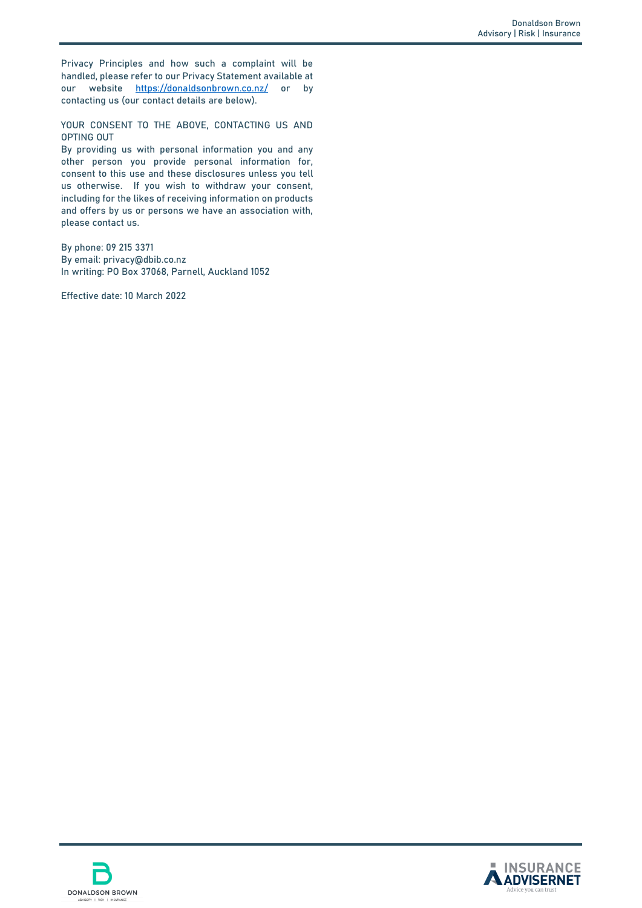Privacy Principles and how such a complaint will be handled, please refer to our Privacy Statement available at our website https://donaldsonbrown.co.nz/ or by contacting us (our contact details are below).

YOUR CONSENT TO THE ABOVE, CONTACTING US AND OPTING OUT

By providing us with personal information you and any other person you provide personal information for, consent to this use and these disclosures unless you tell us otherwise. If you wish to withdraw your consent, including for the likes of receiving information on products and offers by us or persons we have an association with, please contact us.

By phone: 09 215 3371
By email: privacy@dbib.co.nz
In writing: PO Box 37068, Parnell, Auckland 1052

Effective date: 10 March 2022